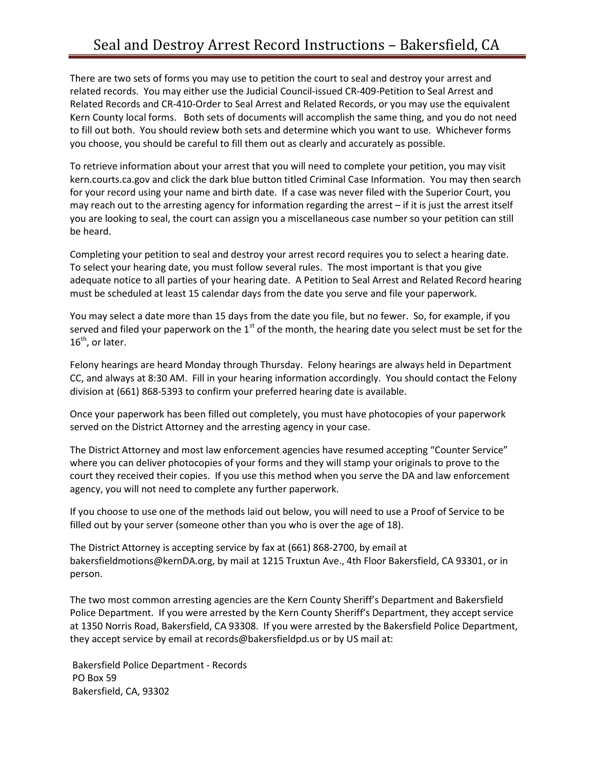# Seal and Destroy Arrest Record Instructions – Bakersfield, CA

There are two sets of forms you may use to petition the court to seal and destroy your arrest and related records. You may either use the Judicial Council-issued CR-409-Petition to Seal Arrest and Related Records and CR-410-Order to Seal Arrest and Related Records, or you may use the equivalent Kern County local forms. Both sets of documents will accomplish the same thing, and you do not need to fill out both. You should review both sets and determine which you want to use. Whichever forms you choose, you should be careful to fill them out as clearly and accurately as possible.

To retrieve information about your arrest that you will need to complete your petition, you may visit kern.courts.ca.gov and click the dark blue button titled Criminal Case Information. You may then search for your record using your name and birth date. If a case was never filed with the Superior Court, you may reach out to the arresting agency for information regarding the arrest – if it is just the arrest itself you are looking to seal, the court can assign you a miscellaneous case number so your petition can still be heard.

Completing your petition to seal and destroy your arrest record requires you to select a hearing date. To select your hearing date, you must follow several rules. The most important is that you give adequate notice to all parties of your hearing date. A Petition to Seal Arrest and Related Record hearing must be scheduled at least 15 calendar days from the date you serve and file your paperwork.

You may select a date more than 15 days from the date you file, but no fewer. So, for example, if you served and filed your paperwork on the 1st of the month, the hearing date you select must be set for the 16th, or later.

Felony hearings are heard Monday through Thursday. Felony hearings are always held in Department CC, and always at 8:30 AM. Fill in your hearing information accordingly. You should contact the Felony division at (661) 868-5393 to confirm your preferred hearing date is available.

Once your paperwork has been filled out completely, you must have photocopies of your paperwork served on the District Attorney and the arresting agency in your case.

The District Attorney and most law enforcement agencies have resumed accepting "Counter Service" where you can deliver photocopies of your forms and they will stamp your originals to prove to the court they received their copies. If you use this method when you serve the DA and law enforcement agency, you will not need to complete any further paperwork.

If you choose to use one of the methods laid out below, you will need to use a Proof of Service to be filled out by your server (someone other than you who is over the age of 18).

The District Attorney is accepting service by fax at (661) 868-2700, by email at bakersfieldmotions@kernDA.org, by mail at 1215 Truxtun Ave., 4th Floor Bakersfield, CA 93301, or in person.

The two most common arresting agencies are the Kern County Sheriff's Department and Bakersfield Police Department. If you were arrested by the Kern County Sheriff's Department, they accept service at 1350 Norris Road, Bakersfield, CA 93308. If you were arrested by the Bakersfield Police Department, they accept service by email at records@bakersfieldpd.us or by US mail at:

Bakersfield Police Department - Records
PO Box 59
Bakersfield, CA, 93302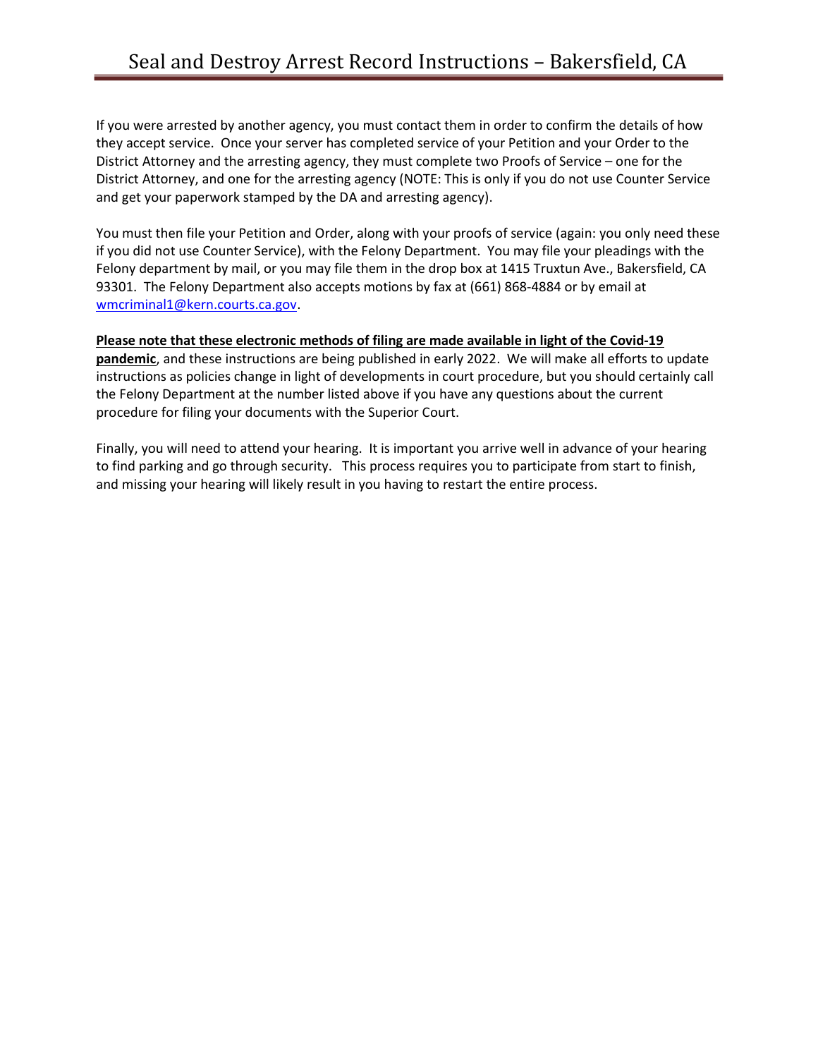If you were arrested by another agency, you must contact them in order to confirm the details of how they accept service. Once your server has completed service of your Petition and your Order to the District Attorney and the arresting agency, they must complete two Proofs of Service – one for the District Attorney, and one for the arresting agency (NOTE: This is only if you do not use Counter Service and get your paperwork stamped by the DA and arresting agency).

You must then file your Petition and Order, along with your proofs of service (again: you only need these if you did not use Counter Service), with the Felony Department. You may file your pleadings with the Felony department by mail, or you may file them in the drop box at 1415 Truxtun Ave., Bakersfield, CA 93301. The Felony Department also accepts motions by fax at (661) 868-4884 or by email at [wmcriminal1@kern.courts.ca.gov](mailto:wmcriminal1@kern.courts.ca.gov).

**Please note that these electronic methods of filing are made available in light of the Covid-19 pandemic**, and these instructions are being published in early 2022. We will make all efforts to update instructions as policies change in light of developments in court procedure, but you should certainly call the Felony Department at the number listed above if you have any questions about the current procedure for filing your documents with the Superior Court.

Finally, you will need to attend your hearing. It is important you arrive well in advance of your hearing to find parking and go through security. This process requires you to participate from start to finish, and missing your hearing will likely result in you having to restart the entire process.